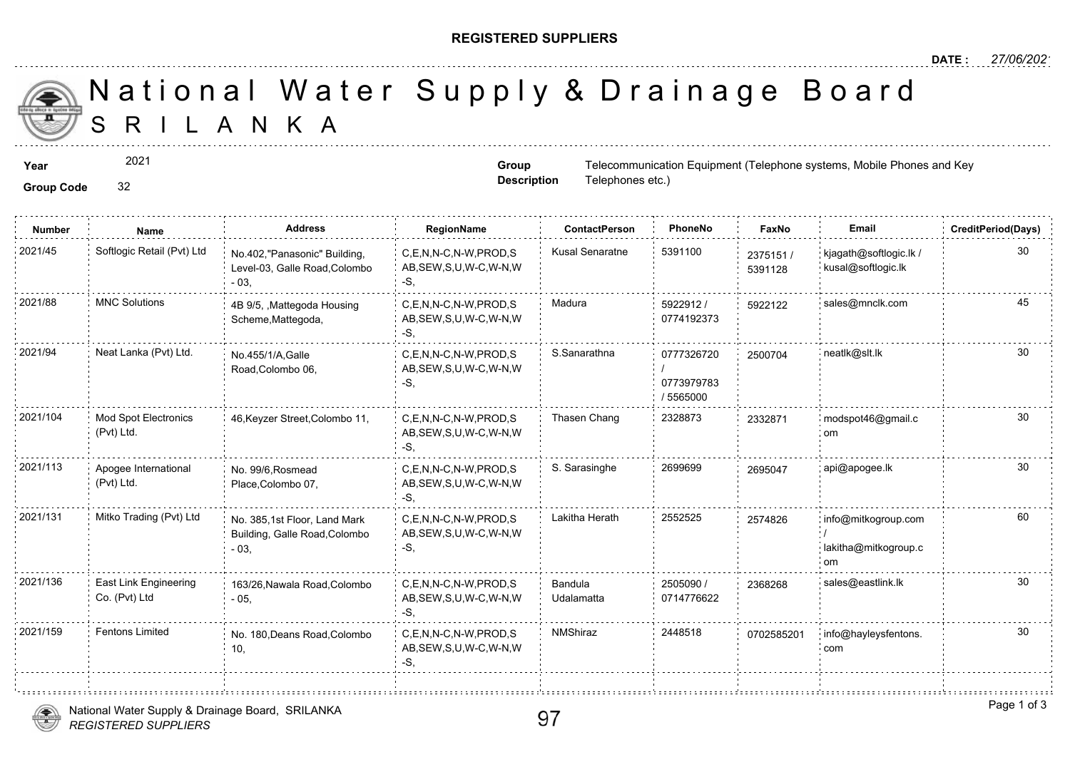**REGISTERED SUPPLIERS**

**DATE :** 27/06/2021

# National Water Supply & Drainage Board
## SRI LANKA

**Year** 2021

**Group Code** 32

**Group Description** Telecommunication Equipment (Telephone systems, Mobile Phones and Key Telephones etc.)

| Number | Name | Address | RegionName | ContactPerson | PhoneNo | FaxNo | Email | CreditPeriod(Days) |
|---|---|---|---|---|---|---|---|---|
| 2021/45 | Softlogic Retail (Pvt) Ltd | No.402,"Panasonic" Building, Level-03, Galle Road,Colombo - 03, | C,E,N,N-C,N-W,PROD,SAB,SEW,S,U,W-C,W-N,W-S, | Kusal Senaratne | 5391100 | 2375151 / 5391128 | kjagath@softlogic.lk / kusal@softlogic.lk | 30 |
| 2021/88 | MNC Solutions | 4B 9/5, ,Mattegoda Housing Scheme,Mattegoda, | C,E,N,N-C,N-W,PROD,SAB,SEW,S,U,W-C,W-N,W-S, | Madura | 5922912 / 0774192373 | 5922122 | sales@mnclk.com | 45 |
| 2021/94 | Neat Lanka (Pvt) Ltd. | No.455/1/A,Galle Road,Colombo 06, | C,E,N,N-C,N-W,PROD,SAB,SEW,S,U,W-C,W-N,W-S, | S.Sanarathna | 0777326720 / 0773979783 / 5565000 | 2500704 | neatlk@slt.lk | 30 |
| 2021/104 | Mod Spot Electronics (Pvt) Ltd. | 46,Keyzer Street,Colombo 11, | C,E,N,N-C,N-W,PROD,SAB,SEW,S,U,W-C,W-N,W-S, | Thasen Chang | 2328873 | 2332871 | modspot46@gmail.com | 30 |
| 2021/113 | Apogee International (Pvt) Ltd. | No. 99/6,Rosmead Place,Colombo 07, | C,E,N,N-C,N-W,PROD,SAB,SEW,S,U,W-C,W-N,W-S, | S. Sarasinghe | 2699699 | 2695047 | api@apogee.lk | 30 |
| 2021/131 | Mitko Trading (Pvt) Ltd | No. 385,1st Floor, Land Mark Building, Galle Road,Colombo - 03, | C,E,N,N-C,N-W,PROD,SAB,SEW,S,U,W-C,W-N,W-S, | Lakitha Herath | 2552525 | 2574826 | info@mitkogroup.com / lakitha@mitkogroup.com | 60 |
| 2021/136 | East Link Engineering Co. (Pvt) Ltd | 163/26,Nawala Road,Colombo - 05, | C,E,N,N-C,N-W,PROD,SAB,SEW,S,U,W-C,W-N,W-S, | Bandula Udalamatta | 2505090 / 0714776622 | 2368268 | sales@eastlink.lk | 30 |
| 2021/159 | Fentons Limited | No. 180,Deans Road,Colombo 10, | C,E,N,N-C,N-W,PROD,SAB,SEW,S,U,W-C,W-N,W-S, | NMShiraz | 2448518 | 0702585201 | info@hayleysfentons.com | 30 |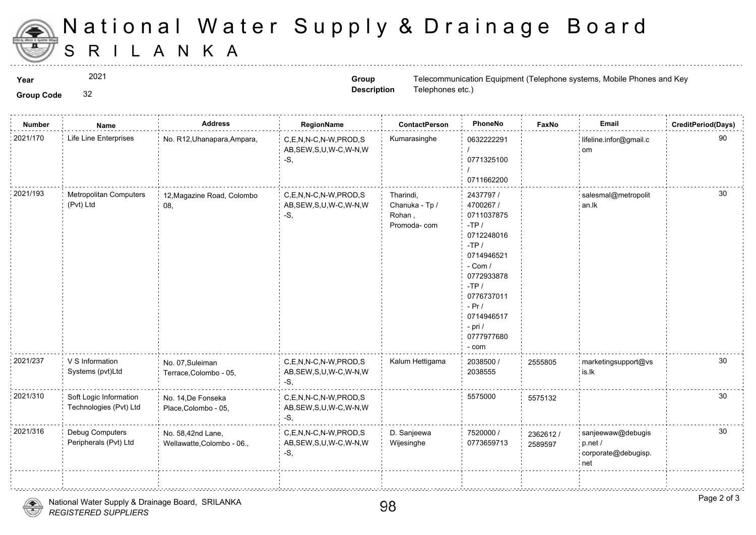# National Water Supply & Drainage Board

## SRILANKA

**Year** 2021

**Group Code** 32

**Group Description** Telecommunication Equipment (Telephone systems, Mobile Phones and Key Telephones etc.)

| Number | Name | Address | RegionName | ContactPerson | PhoneNo | FaxNo | Email | CreditPeriod(Days) |
|---|---|---|---|---|---|---|---|---|
| 2021/170 | Life Line Enterprises | No. R12,Uhanapara,Ampara, | C,E,N,N-C,N-W,PROD,SAB,SEW,S,U,W-C,W-N,W-S, | Kumarasinghe | 0632222291 / 0771325100 / 0711662200 | | lifeline.infor@gmail.com | 90 |
| 2021/193 | Metropolitan Computers (Pvt) Ltd | 12,Magazine Road, Colombo 08, | C,E,N,N-C,N-W,PROD,SAB,SEW,S,U,W-C,W-N,W-S, | Tharindi, Chanuka - Tp / Rohan , Promoda- com | 2437797 / 4700267 / 0711037875 -TP / 0712248016 -TP / 0714946521 - Com / 0772933878 -TP / 0776737011 - Pr / 0714946517 - pri / 0777977680 - com | | salesmal@metropolitan.lk | 30 |
| 2021/237 | V S Information Systems (pvt)Ltd | No. 07,Suleiman Terrace,Colombo - 05, | C,E,N,N-C,N-W,PROD,SAB,SEW,S,U,W-C,W-N,W-S, | Kalum Hettigama | 2038500 / 2038555 | 2555805 | marketingsupport@vsis.lk | 30 |
| 2021/310 | Soft Logic Information Technologies (Pvt) Ltd | No. 14,De Fonseka Place,Colombo - 05, | C,E,N,N-C,N-W,PROD,SAB,SEW,S,U,W-C,W-N,W-S, | | 5575000 | 5575132 | | 30 |
| 2021/316 | Debug Computers Peripherals (Pvt) Ltd | No. 58,42nd Lane, Wellawatte,Colombo - 06., | C,E,N,N-C,N-W,PROD,SAB,SEW,S,U,W-C,W-N,W-S, | D. Sanjeewa Wijesinghe | 7520000 / 0773659713 | 2362612 / 2589597 | sanjeewaw@debugisp.net / corporate@debugisp.net | 30 |

National Water Supply & Drainage Board, SRILANKA

*REGISTERED SUPPLIERS*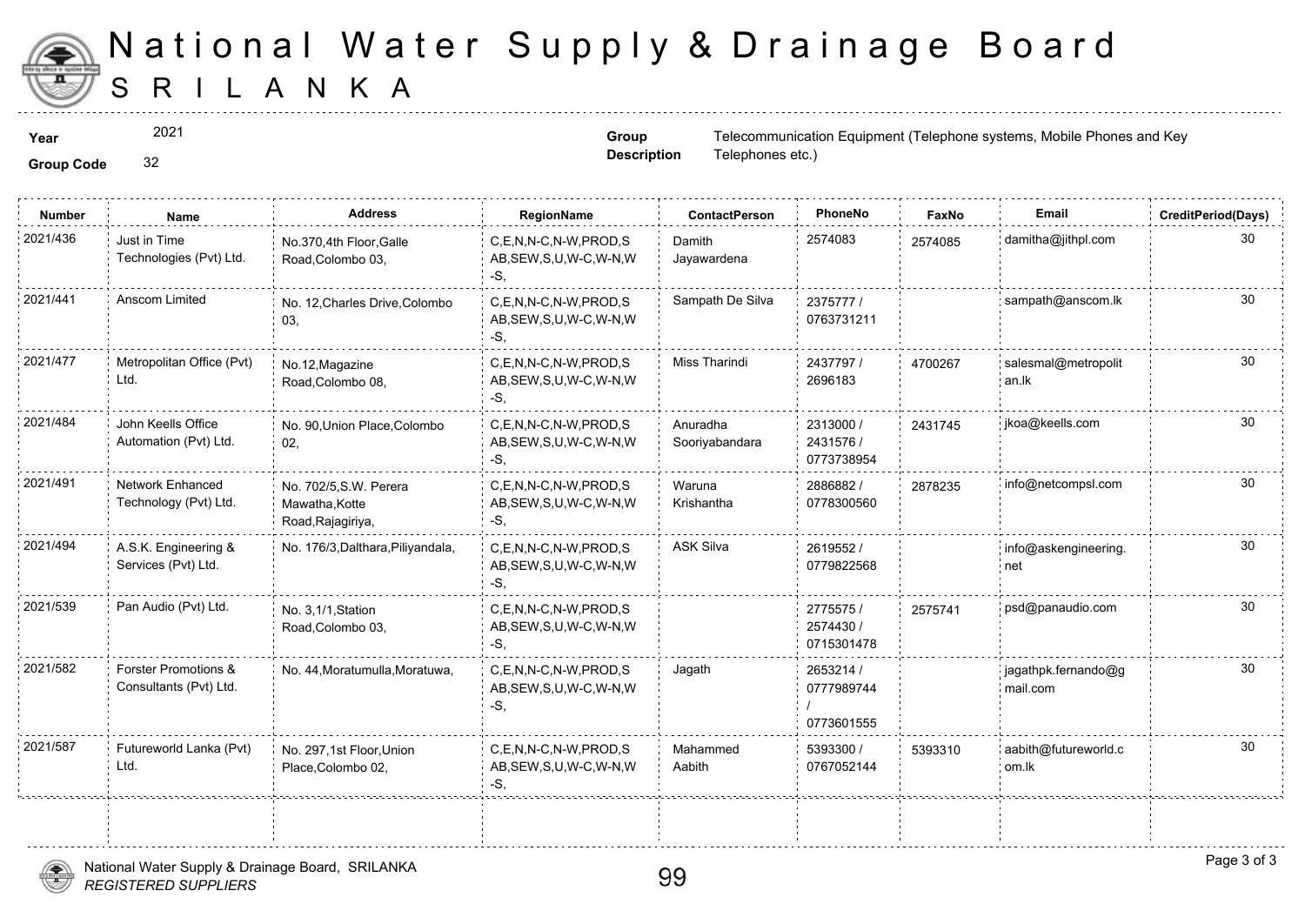# National Water Supply & Drainage Board

## SRILANKA

**Year** 2021

**Group Code** 32

**Group Description** Telecommunication Equipment (Telephone systems, Mobile Phones and Key Telephones etc.)

| Number | Name | Address | RegionName | ContactPerson | PhoneNo | FaxNo | Email | CreditPeriod(Days) |
|---|---|---|---|---|---|---|---|---|
| 2021/436 | Just in Time Technologies (Pvt) Ltd. | No.370,4th Floor,Galle Road,Colombo 03, | C,E,N,N-C,N-W,PROD,SAB,SEW,S,U,W-C,W-N,W-S, | Damith Jayawardena | 2574083 | 2574085 | damitha@jithpl.com | 30 |
| 2021/441 | Anscom Limited | No. 12,Charles Drive,Colombo 03, | C,E,N,N-C,N-W,PROD,SAB,SEW,S,U,W-C,W-N,W-S, | Sampath De Silva | 2375777 / 0763731211 | | sampath@anscom.lk | 30 |
| 2021/477 | Metropolitan Office (Pvt) Ltd. | No.12,Magazine Road,Colombo 08, | C,E,N,N-C,N-W,PROD,SAB,SEW,S,U,W-C,W-N,W-S, | Miss Tharindi | 2437797 / 2696183 | 4700267 | salesmal@metropolitan.lk | 30 |
| 2021/484 | John Keells Office Automation (Pvt) Ltd. | No. 90,Union Place,Colombo 02, | C,E,N,N-C,N-W,PROD,SAB,SEW,S,U,W-C,W-N,W-S, | Anuradha Sooriyabandara | 2313000 / 2431576 / 0773738954 | 2431745 | jkoa@keells.com | 30 |
| 2021/491 | Network Enhanced Technology (Pvt) Ltd. | No. 702/5,S.W. Perera Mawatha,Kotte Road,Rajagiriya, | C,E,N,N-C,N-W,PROD,SAB,SEW,S,U,W-C,W-N,W-S, | Waruna Krishantha | 2886882 / 0778300560 | 2878235 | info@netcompsl.com | 30 |
| 2021/494 | A.S.K. Engineering & Services (Pvt) Ltd. | No. 176/3,Dalthara,Piliyandala, | C,E,N,N-C,N-W,PROD,SAB,SEW,S,U,W-C,W-N,W-S, | ASK Silva | 2619552 / 0779822568 | | info@askengineering.net | 30 |
| 2021/539 | Pan Audio (Pvt) Ltd. | No. 3,1/1,Station Road,Colombo 03, | C,E,N,N-C,N-W,PROD,SAB,SEW,S,U,W-C,W-N,W-S, | | 2775575 / 2574430 / 0715301478 | 2575741 | psd@panaudio.com | 30 |
| 2021/582 | Forster Promotions & Consultants (Pvt) Ltd. | No. 44,Moratumulla,Moratuwa, | C,E,N,N-C,N-W,PROD,SAB,SEW,S,U,W-C,W-N,W-S, | Jagath | 2653214 / 0777989744 / 0773601555 | | jagathpk.fernando@gmail.com | 30 |
| 2021/587 | Futureworld Lanka (Pvt) Ltd. | No. 297,1st Floor,Union Place,Colombo 02, | C,E,N,N-C,N-W,PROD,SAB,SEW,S,U,W-C,W-N,W-S, | Mahammed Aabith | 5393300 / 0767052144 | 5393310 | aabith@futureworld.com.lk | 30 |